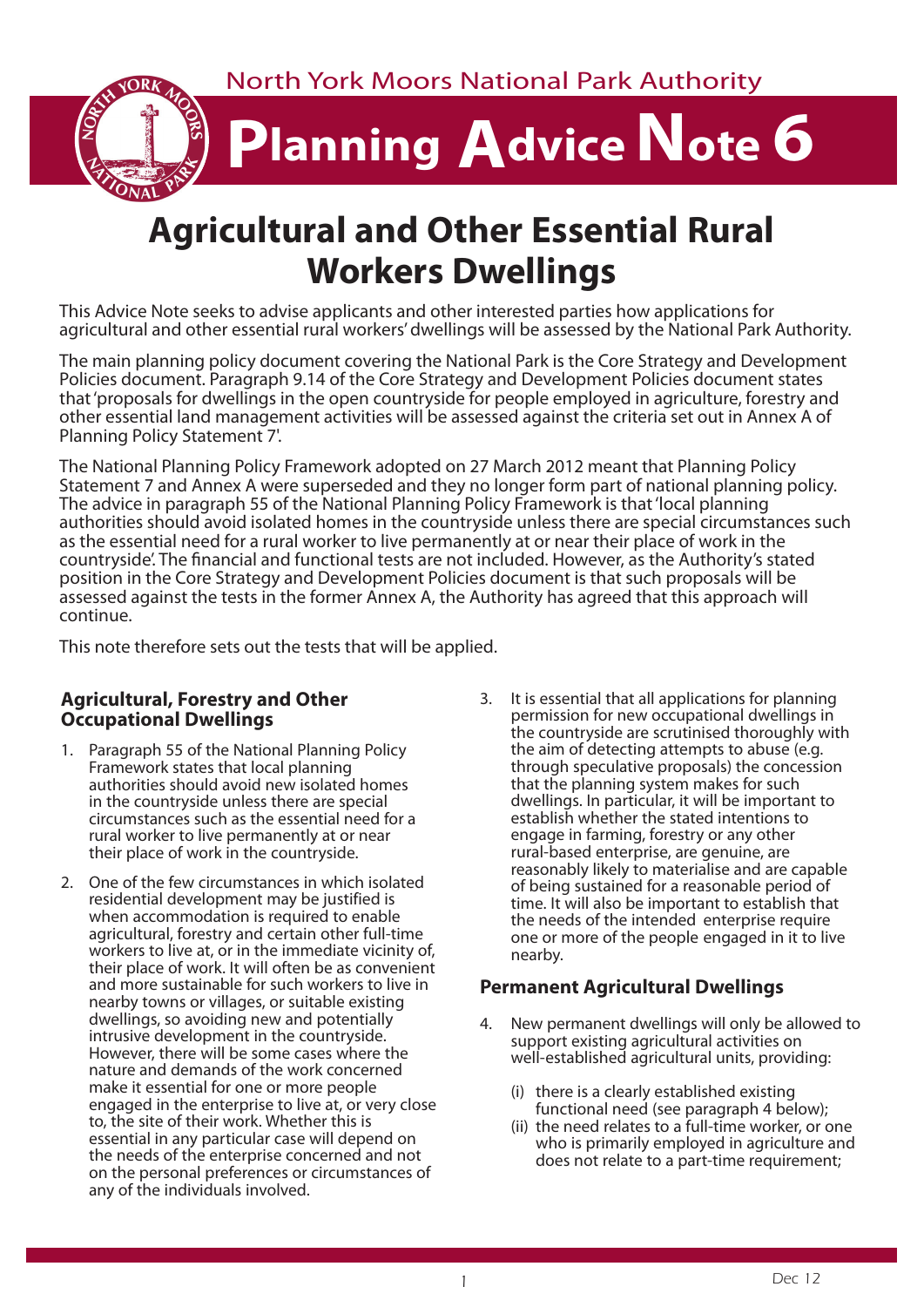North York Moors National Park Authority

# Planning Advice Note 6

## Agricultural and Other Essential Rural Workers Dwellings

This Advice Note seeks to advise applicants and other interested parties how applications for agricultural and other essential rural workers' dwellings will be assessed by the National Park Authority.

The main planning policy document covering the National Park is the Core Strategy and Development Policies document. Paragraph 9.14 of the Core Strategy and Development Policies document states that 'proposals for dwellings in the open countryside for people employed in agriculture, forestry and other essential land management activities will be assessed against the criteria set out in Annex A of Planning Policy Statement 7'.

The National Planning Policy Framework adopted on 27 March 2012 meant that Planning Policy Statement 7 and Annex A were superseded and they no longer form part of national planning policy. The advice in paragraph 55 of the National Planning Policy Framework is that 'local planning authorities should avoid isolated homes in the countryside unless there are special circumstances such as the essential need for a rural worker to live permanently at or near their place of work in the countryside'. The financial and functional tests are not included. However, as the Authority's stated position in the Core Strategy and Development Policies document is that such proposals will be assessed against the tests in the former Annex A, the Authority has agreed that this approach will continue.

This note therefore sets out the tests that will be applied.

### Agricultural, Forestry and Other Occupational Dwellings

1. Paragraph 55 of the National Planning Policy Framework states that local planning authorities should avoid new isolated homes in the countryside unless there are special circumstances such as the essential need for a rural worker to live permanently at or near their place of work in the countryside.

2. One of the few circumstances in which isolated residential development may be justified is when accommodation is required to enable agricultural, forestry and certain other full-time workers to live at, or in the immediate vicinity of, their place of work. It will often be as convenient and more sustainable for such workers to live in nearby towns or villages, or suitable existing dwellings, so avoiding new and potentially intrusive development in the countryside. However, there will be some cases where the nature and demands of the work concerned make it essential for one or more people engaged in the enterprise to live at, or very close to, the site of their work. Whether this is essential in any particular case will depend on the needs of the enterprise concerned and not on the personal preferences or circumstances of any of the individuals involved.

3. It is essential that all applications for planning permission for new occupational dwellings in the countryside are scrutinised thoroughly with the aim of detecting attempts to abuse (e.g. through speculative proposals) the concession that the planning system makes for such dwellings. In particular, it will be important to establish whether the stated intentions to engage in farming, forestry or any other rural-based enterprise, are genuine, are reasonably likely to materialise and are capable of being sustained for a reasonable period of time. It will also be important to establish that the needs of the intended enterprise require one or more of the people engaged in it to live nearby.

### Permanent Agricultural Dwellings

4. New permanent dwellings will only be allowed to support existing agricultural activities on well-established agricultural units, providing:

   (i) there is a clearly established existing functional need (see paragraph 4 below);
   
   (ii) the need relates to a full-time worker, or one who is primarily employed in agriculture and does not relate to a part-time requirement;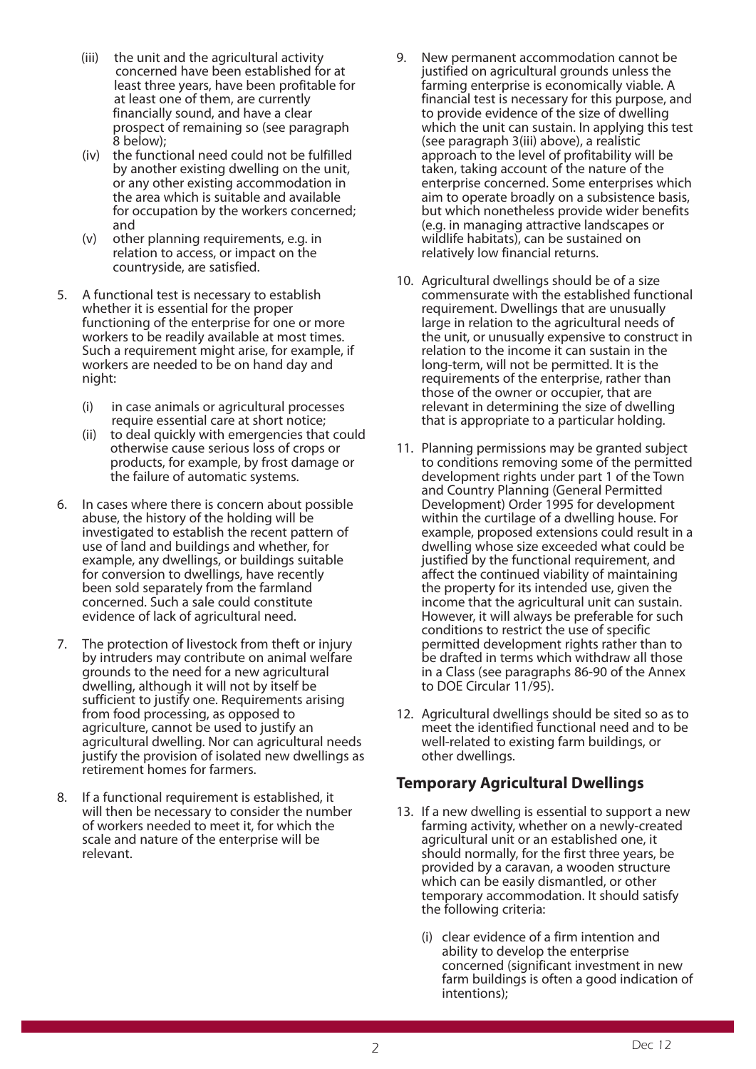(iii) the unit and the agricultural activity concerned have been established for at least three years, have been profitable for at least one of them, are currently financially sound, and have a clear prospect of remaining so (see paragraph 8 below);

(iv) the functional need could not be fulfilled by another existing dwelling on the unit, or any other existing accommodation in the area which is suitable and available for occupation by the workers concerned; and

(v) other planning requirements, e.g. in relation to access, or impact on the countryside, are satisfied.

5. A functional test is necessary to establish whether it is essential for the proper functioning of the enterprise for one or more workers to be readily available at most times. Such a requirement might arise, for example, if workers are needed to be on hand day and night:

   (i) in case animals or agricultural processes require essential care at short notice;
   
   (ii) to deal quickly with emergencies that could otherwise cause serious loss of crops or products, for example, by frost damage or the failure of automatic systems.

6. In cases where there is concern about possible abuse, the history of the holding will be investigated to establish the recent pattern of use of land and buildings and whether, for example, any dwellings, or buildings suitable for conversion to dwellings, have recently been sold separately from the farmland concerned. Such a sale could constitute evidence of lack of agricultural need.

7. The protection of livestock from theft or injury by intruders may contribute on animal welfare grounds to the need for a new agricultural dwelling, although it will not by itself be sufficient to justify one. Requirements arising from food processing, as opposed to agriculture, cannot be used to justify an agricultural dwelling. Nor can agricultural needs justify the provision of isolated new dwellings as retirement homes for farmers.

8. If a functional requirement is established, it will then be necessary to consider the number of workers needed to meet it, for which the scale and nature of the enterprise will be relevant.

9. New permanent accommodation cannot be justified on agricultural grounds unless the farming enterprise is economically viable. A financial test is necessary for this purpose, and to provide evidence of the size of dwelling which the unit can sustain. In applying this test (see paragraph 3(iii) above), a realistic approach to the level of profitability will be taken, taking account of the nature of the enterprise concerned. Some enterprises which aim to operate broadly on a subsistence basis, but which nonetheless provide wider benefits (e.g. in managing attractive landscapes or wildlife habitats), can be sustained on relatively low financial returns.

10. Agricultural dwellings should be of a size commensurate with the established functional requirement. Dwellings that are unusually large in relation to the agricultural needs of the unit, or unusually expensive to construct in relation to the income it can sustain in the long-term, will not be permitted. It is the requirements of the enterprise, rather than those of the owner or occupier, that are relevant in determining the size of dwelling that is appropriate to a particular holding.

11. Planning permissions may be granted subject to conditions removing some of the permitted development rights under part 1 of the Town and Country Planning (General Permitted Development) Order 1995 for development within the curtilage of a dwelling house. For example, proposed extensions could result in a dwelling whose size exceeded what could be justified by the functional requirement, and affect the continued viability of maintaining the property for its intended use, given the income that the agricultural unit can sustain. However, it will always be preferable for such conditions to restrict the use of specific permitted development rights rather than to be drafted in terms which withdraw all those in a Class (see paragraphs 86-90 of the Annex to DOE Circular 11/95).

12. Agricultural dwellings should be sited so as to meet the identified functional need and to be well-related to existing farm buildings, or other dwellings.

## Temporary Agricultural Dwellings

13. If a new dwelling is essential to support a new farming activity, whether on a newly-created agricultural unit or an established one, it should normally, for the first three years, be provided by a caravan, a wooden structure which can be easily dismantled, or other temporary accommodation. It should satisfy the following criteria:

   (i) clear evidence of a firm intention and ability to develop the enterprise concerned (significant investment in new farm buildings is often a good indication of intentions);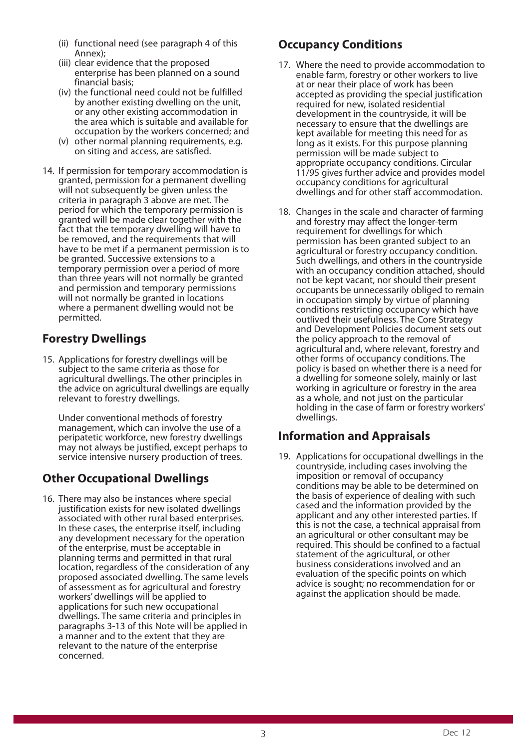(ii) functional need (see paragraph 4 of this Annex);

(iii) clear evidence that the proposed enterprise has been planned on a sound financial basis;

(iv) the functional need could not be fulfilled by another existing dwelling on the unit, or any other existing accommodation in the area which is suitable and available for occupation by the workers concerned; and

(v) other normal planning requirements, e.g. on siting and access, are satisfied.

14. If permission for temporary accommodation is granted, permission for a permanent dwelling will not subsequently be given unless the criteria in paragraph 3 above are met. The period for which the temporary permission is granted will be made clear together with the fact that the temporary dwelling will have to be removed, and the requirements that will have to be met if a permanent permission is to be granted. Successive extensions to a temporary permission over a period of more than three years will not normally be granted and permission and temporary permissions will not normally be granted in locations where a permanent dwelling would not be permitted.

## Forestry Dwellings

15. Applications for forestry dwellings will be subject to the same criteria as those for agricultural dwellings. The other principles in the advice on agricultural dwellings are equally relevant to forestry dwellings.

    Under conventional methods of forestry management, which can involve the use of a peripatetic workforce, new forestry dwellings may not always be justified, except perhaps to service intensive nursery production of trees.

## Other Occupational Dwellings

16. There may also be instances where special justification exists for new isolated dwellings associated with other rural based enterprises. In these cases, the enterprise itself, including any development necessary for the operation of the enterprise, must be acceptable in planning terms and permitted in that rural location, regardless of the consideration of any proposed associated dwelling. The same levels of assessment as for agricultural and forestry workers' dwellings will be applied to applications for such new occupational dwellings. The same criteria and principles in paragraphs 3-13 of this Note will be applied in a manner and to the extent that they are relevant to the nature of the enterprise concerned.

## Occupancy Conditions

17. Where the need to provide accommodation to enable farm, forestry or other workers to live at or near their place of work has been accepted as providing the special justification required for new, isolated residential development in the countryside, it will be necessary to ensure that the dwellings are kept available for meeting this need for as long as it exists. For this purpose planning permission will be made subject to appropriate occupancy conditions. Circular 11/95 gives further advice and provides model occupancy conditions for agricultural dwellings and for other staff accommodation.

18. Changes in the scale and character of farming and forestry may affect the longer-term requirement for dwellings for which permission has been granted subject to an agricultural or forestry occupancy condition. Such dwellings, and others in the countryside with an occupancy condition attached, should not be kept vacant, nor should their present occupants be unnecessarily obliged to remain in occupation simply by virtue of planning conditions restricting occupancy which have outlived their usefulness. The Core Strategy and Development Policies document sets out the policy approach to the removal of agricultural and, where relevant, forestry and other forms of occupancy conditions. The policy is based on whether there is a need for a dwelling for someone solely, mainly or last working in agriculture or forestry in the area as a whole, and not just on the particular holding in the case of farm or forestry workers' dwellings.

## Information and Appraisals

19. Applications for occupational dwellings in the countryside, including cases involving the imposition or removal of occupancy conditions may be able to be determined on the basis of experience of dealing with such cased and the information provided by the applicant and any other interested parties. If this is not the case, a technical appraisal from an agricultural or other consultant may be required. This should be confined to a factual statement of the agricultural, or other business considerations involved and an evaluation of the specific points on which advice is sought; no recommendation for or against the application should be made.